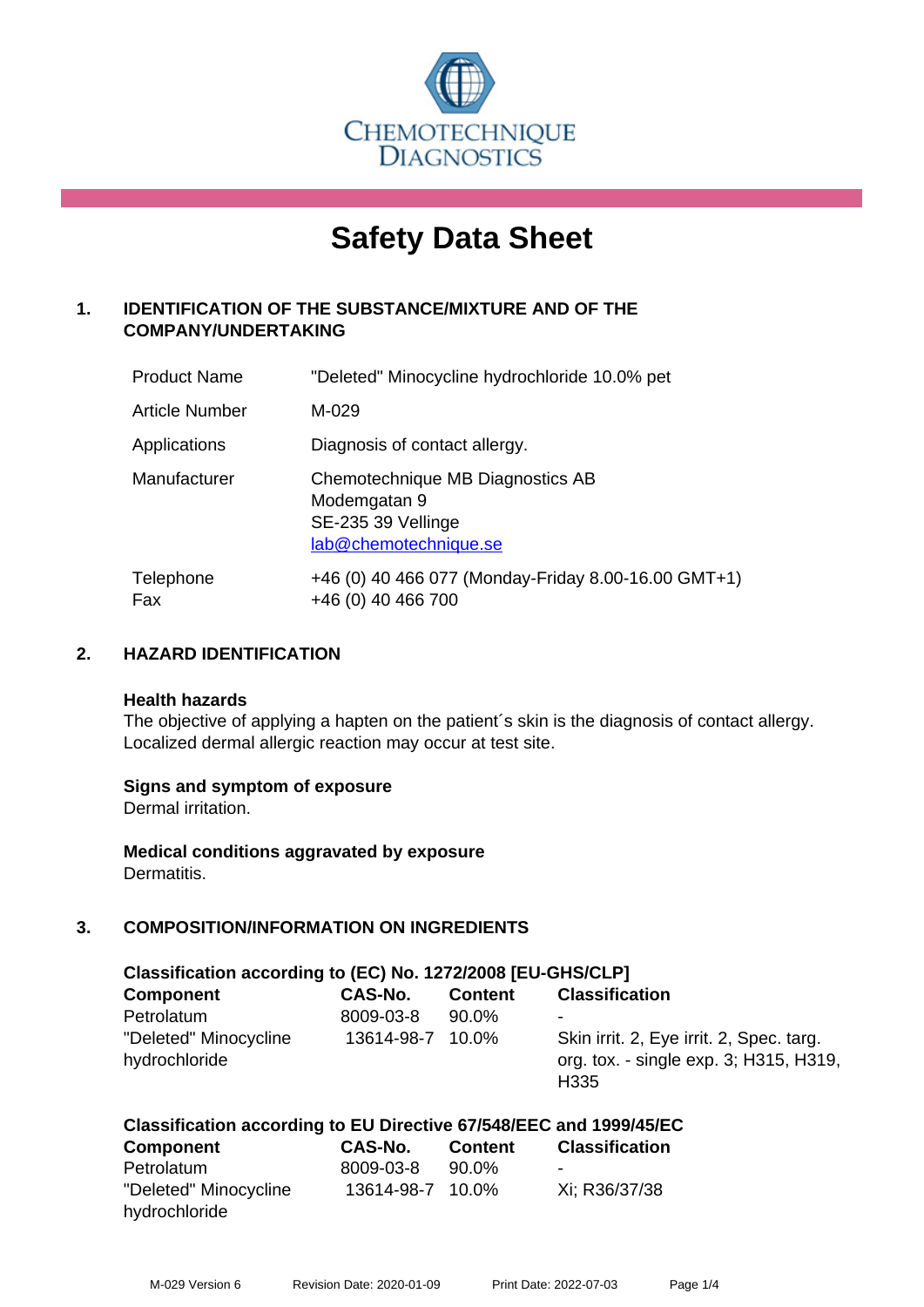CHEMOTECHNIQUE DIAGNOSTICS

# Safety Data Sheet

## 1. IDENTIFICATION OF THE SUBSTANCE/MIXTURE AND OF THE COMPANY/UNDERTAKING

| | |
|---|---|
| Product Name | "Deleted" Minocycline hydrochloride 10.0% pet |
| Article Number | M-029 |
| Applications | Diagnosis of contact allergy. |
| Manufacturer | Chemotechnique MB Diagnostics AB<br>Modemgatan 9<br>SE-235 39 Vellinge<br>lab@chemotechnique.se |
| Telephone<br>Fax | +46 (0) 40 466 077 (Monday-Friday 8.00-16.00 GMT+1)<br>+46 (0) 40 466 700 |

## 2. HAZARD IDENTIFICATION

**Health hazards**
The objective of applying a hapten on the patient´s skin is the diagnosis of contact allergy. Localized dermal allergic reaction may occur at test site.

**Signs and symptom of exposure**
Dermal irritation.

**Medical conditions aggravated by exposure**
Dermatitis.

## 3. COMPOSITION/INFORMATION ON INGREDIENTS

**Classification according to (EC) No. 1272/2008 [EU-GHS/CLP]**

| Component | CAS-No. | Content | Classification |
|---|---|---|---|
| Petrolatum | 8009-03-8 | 90.0% | - |
| "Deleted" Minocycline hydrochloride | 13614-98-7 | 10.0% | Skin irrit. 2, Eye irrit. 2, Spec. targ. org. tox. - single exp. 3; H315, H319, H335 |

**Classification according to EU Directive 67/548/EEC and 1999/45/EC**

| Component | CAS-No. | Content | Classification |
|---|---|---|---|
| Petrolatum | 8009-03-8 | 90.0% | - |
| "Deleted" Minocycline hydrochloride | 13614-98-7 | 10.0% | Xi; R36/37/38 |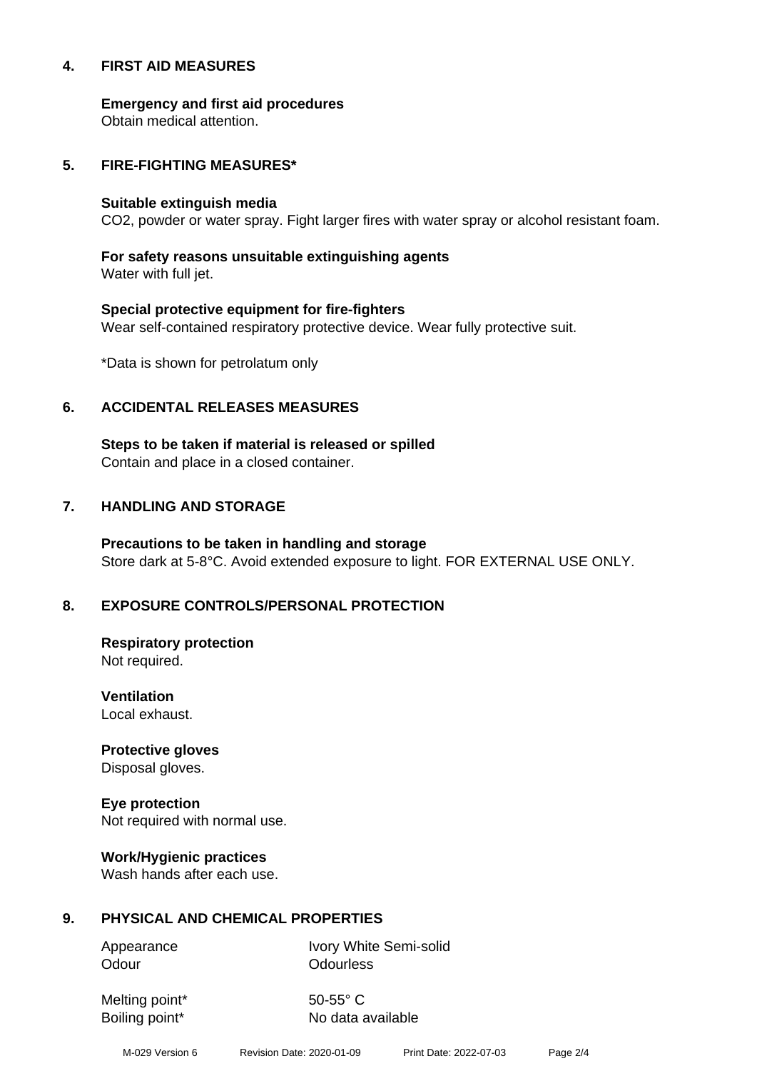## 4. FIRST AID MEASURES

**Emergency and first aid procedures**
Obtain medical attention.

## 5. FIRE-FIGHTING MEASURES*

**Suitable extinguish media**
$CO_2$, powder or water spray. Fight larger fires with water spray or alcohol resistant foam.

**For safety reasons unsuitable extinguishing agents**
Water with full jet.

**Special protective equipment for fire-fighters**
Wear self-contained respiratory protective device. Wear fully protective suit.

*Data is shown for petrolatum only

## 6. ACCIDENTAL RELEASES MEASURES

**Steps to be taken if material is released or spilled**
Contain and place in a closed container.

## 7. HANDLING AND STORAGE

**Precautions to be taken in handling and storage**
Store dark at 5-8°C. Avoid extended exposure to light. FOR EXTERNAL USE ONLY.

## 8. EXPOSURE CONTROLS/PERSONAL PROTECTION

**Respiratory protection**
Not required.

**Ventilation**
Local exhaust.

**Protective gloves**
Disposal gloves.

**Eye protection**
Not required with normal use.

**Work/Hygienic practices**
Wash hands after each use.

## 9. PHYSICAL AND CHEMICAL PROPERTIES

| | |
|---|---|
| Appearance | Ivory White Semi-solid |
| Odour | Odourless |
| Melting point* | 50-55° C |
| Boiling point* | No data available |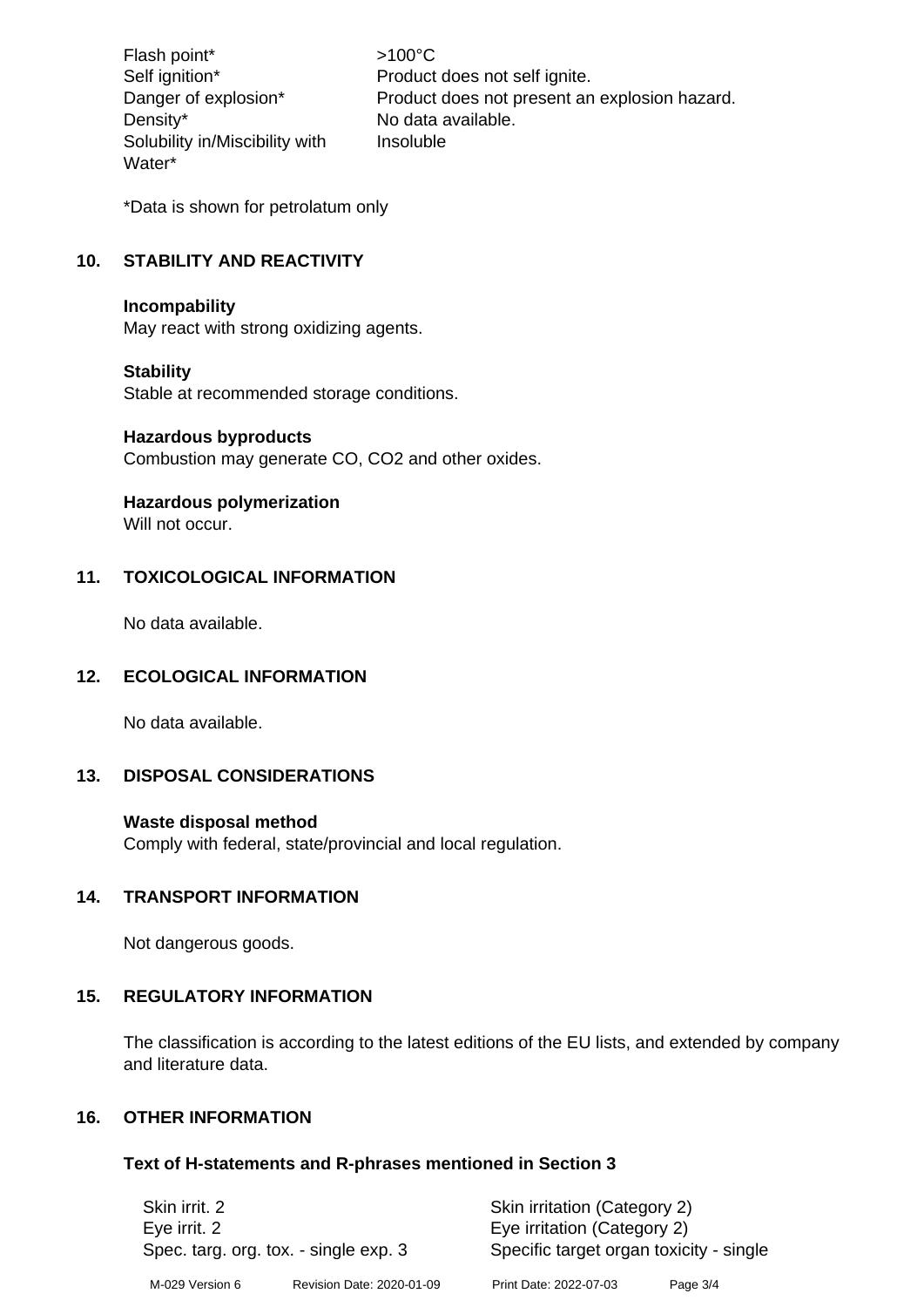| | |
|---|---|
| Flash point* | >100°C |
| Self ignition* | Product does not self ignite. |
| Danger of explosion* | Product does not present an explosion hazard. |
| Density* | No data available. |
| Solubility in/Miscibility with Water* | Insoluble |

*Data is shown for petrolatum only

## 10. STABILITY AND REACTIVITY

**Incompability**
May react with strong oxidizing agents.

**Stability**
Stable at recommended storage conditions.

**Hazardous byproducts**
Combustion may generate CO, CO2 and other oxides.

**Hazardous polymerization**
Will not occur.

## 11. TOXICOLOGICAL INFORMATION

No data available.

## 12. ECOLOGICAL INFORMATION

No data available.

## 13. DISPOSAL CONSIDERATIONS

**Waste disposal method**
Comply with federal, state/provincial and local regulation.

## 14. TRANSPORT INFORMATION

Not dangerous goods.

## 15. REGULATORY INFORMATION

The classification is according to the latest editions of the EU lists, and extended by company and literature data.

## 16. OTHER INFORMATION

### Text of H-statements and R-phrases mentioned in Section 3

| | |
|---|---|
| Skin irrit. 2 | Skin irritation (Category 2) |
| Eye irrit. 2 | Eye irritation (Category 2) |
| Spec. targ. org. tox. - single exp. 3 | Specific target organ toxicity - single |

M-029 Version 6    Revision Date: 2020-01-09    Print Date: 2022-07-03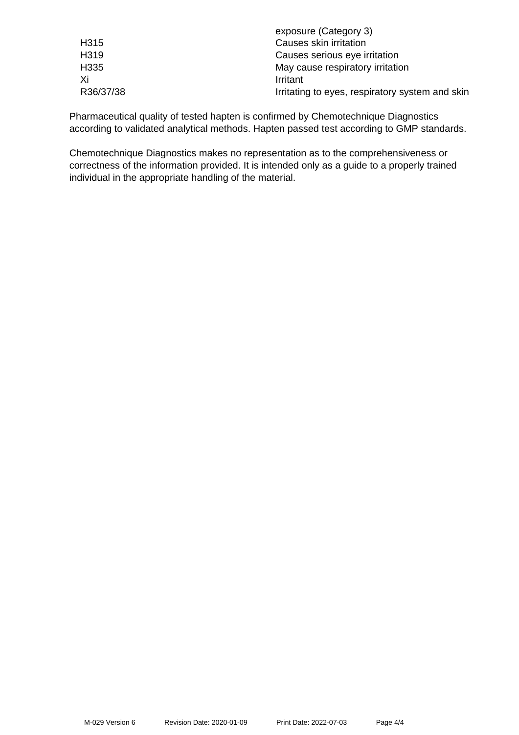| | |
|---|---|
| | exposure (Category 3) |
| H315 | Causes skin irritation |
| H319 | Causes serious eye irritation |
| H335 | May cause respiratory irritation |
| Xi | Irritant |
| R36/37/38 | Irritating to eyes, respiratory system and skin |

Pharmaceutical quality of tested hapten is confirmed by Chemotechnique Diagnostics according to validated analytical methods. Hapten passed test according to GMP standards.

Chemotechnique Diagnostics makes no representation as to the comprehensiveness or correctness of the information provided. It is intended only as a guide to a properly trained individual in the appropriate handling of the material.